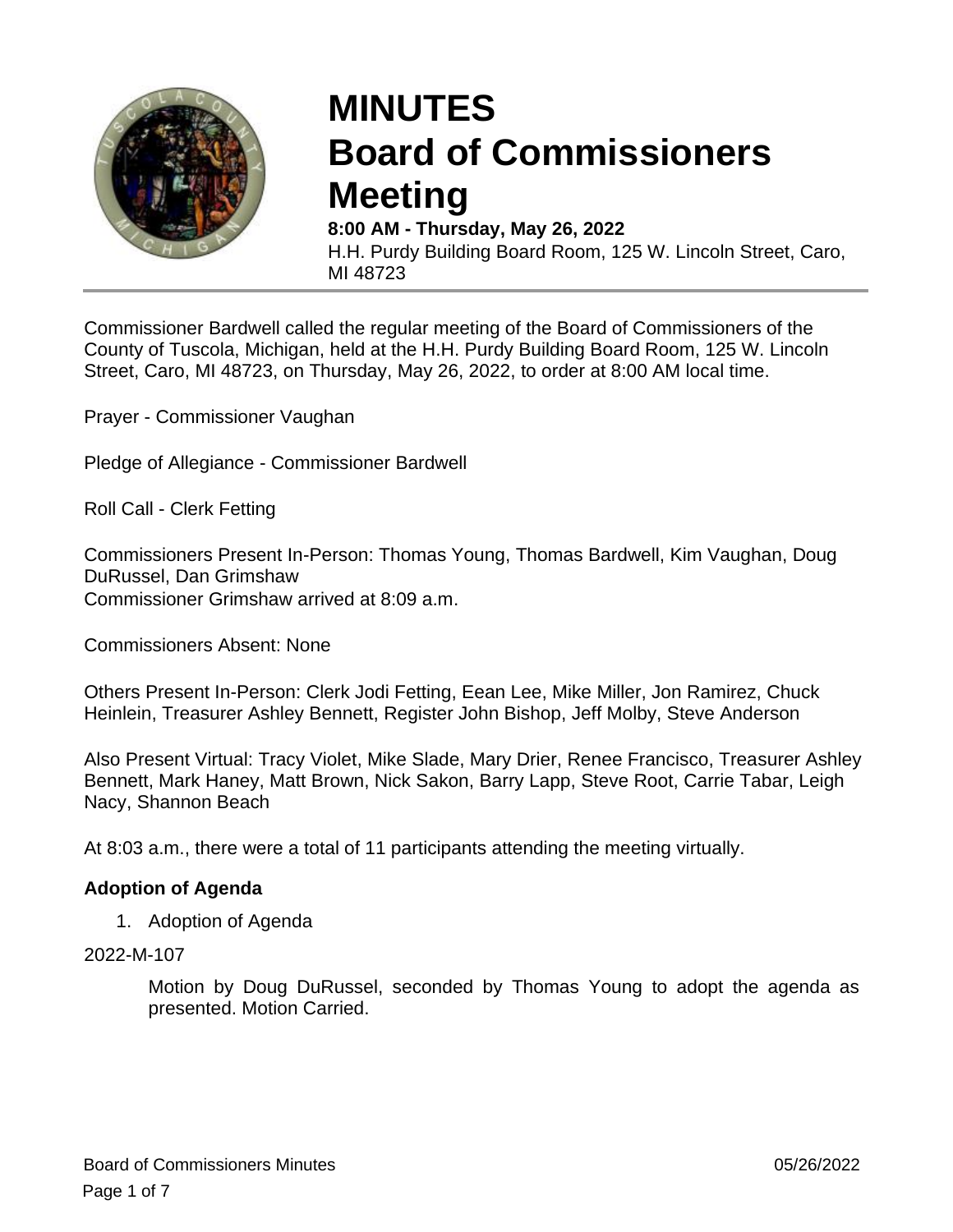# MINUTES
# Board of Commissioners Meeting

**8:00 AM - Thursday, May 26, 2022**
H.H. Purdy Building Board Room, 125 W. Lincoln Street, Caro, MI 48723

Commissioner Bardwell called the regular meeting of the Board of Commissioners of the County of Tuscola, Michigan, held at the H.H. Purdy Building Board Room, 125 W. Lincoln Street, Caro, MI 48723, on Thursday, May 26, 2022, to order at 8:00 AM local time.

Prayer - Commissioner Vaughan

Pledge of Allegiance - Commissioner Bardwell

Roll Call - Clerk Fetting

Commissioners Present In-Person: Thomas Young, Thomas Bardwell, Kim Vaughan, Doug DuRussel, Dan Grimshaw
Commissioner Grimshaw arrived at 8:09 a.m.

Commissioners Absent: None

Others Present In-Person: Clerk Jodi Fetting, Eean Lee, Mike Miller, Jon Ramirez, Chuck Heinlein, Treasurer Ashley Bennett, Register John Bishop, Jeff Molby, Steve Anderson

Also Present Virtual: Tracy Violet, Mike Slade, Mary Drier, Renee Francisco, Treasurer Ashley Bennett, Mark Haney, Matt Brown, Nick Sakon, Barry Lapp, Steve Root, Carrie Tabar, Leigh Nacy, Shannon Beach

At 8:03 a.m., there were a total of 11 participants attending the meeting virtually.

### Adoption of Agenda

1. Adoption of Agenda

2022-M-107

> Motion by Doug DuRussel, seconded by Thomas Young to adopt the agenda as presented. Motion Carried.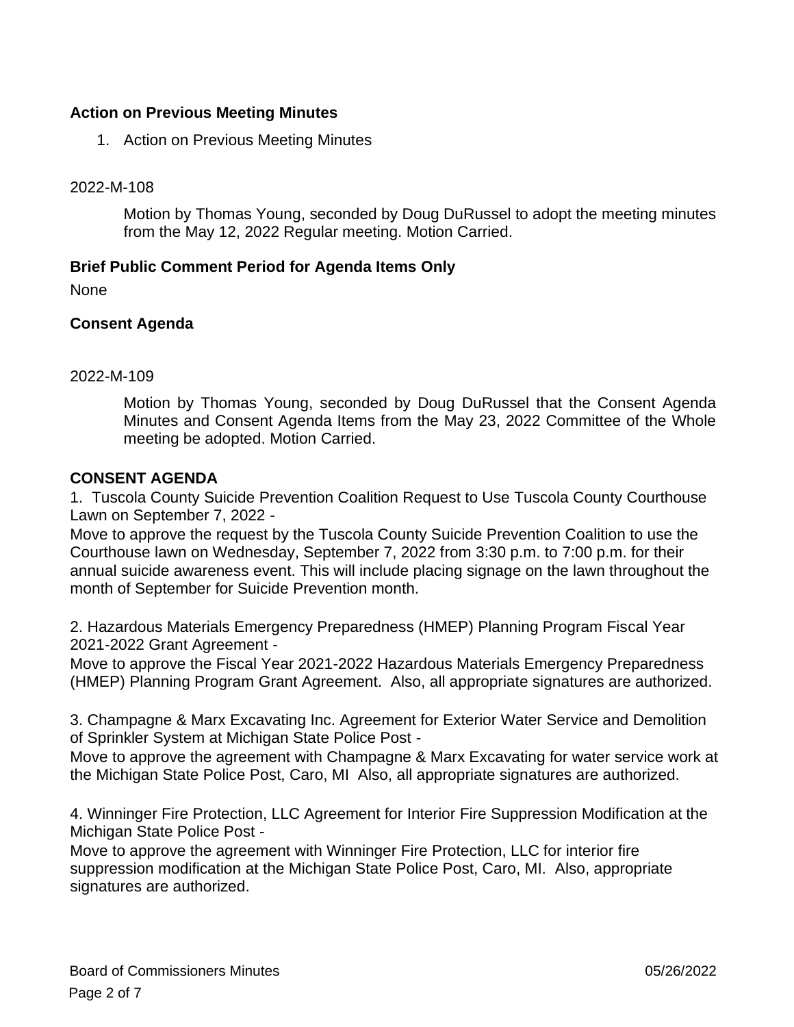## Action on Previous Meeting Minutes

1. Action on Previous Meeting Minutes

2022-M-108

Motion by Thomas Young, seconded by Doug DuRussel to adopt the meeting minutes from the May 12, 2022 Regular meeting. Motion Carried.

## Brief Public Comment Period for Agenda Items Only

None

## Consent Agenda

2022-M-109

Motion by Thomas Young, seconded by Doug DuRussel that the Consent Agenda Minutes and Consent Agenda Items from the May 23, 2022 Committee of the Whole meeting be adopted. Motion Carried.

## CONSENT AGENDA

1. Tuscola County Suicide Prevention Coalition Request to Use Tuscola County Courthouse Lawn on September 7, 2022 -

Move to approve the request by the Tuscola County Suicide Prevention Coalition to use the Courthouse lawn on Wednesday, September 7, 2022 from 3:30 p.m. to 7:00 p.m. for their annual suicide awareness event. This will include placing signage on the lawn throughout the month of September for Suicide Prevention month.

2. Hazardous Materials Emergency Preparedness (HMEP) Planning Program Fiscal Year 2021-2022 Grant Agreement -

Move to approve the Fiscal Year 2021-2022 Hazardous Materials Emergency Preparedness (HMEP) Planning Program Grant Agreement. Also, all appropriate signatures are authorized.

3. Champagne & Marx Excavating Inc. Agreement for Exterior Water Service and Demolition of Sprinkler System at Michigan State Police Post -

Move to approve the agreement with Champagne & Marx Excavating for water service work at the Michigan State Police Post, Caro, MI Also, all appropriate signatures are authorized.

4. Winninger Fire Protection, LLC Agreement for Interior Fire Suppression Modification at the Michigan State Police Post -

Move to approve the agreement with Winninger Fire Protection, LLC for interior fire suppression modification at the Michigan State Police Post, Caro, MI. Also, appropriate signatures are authorized.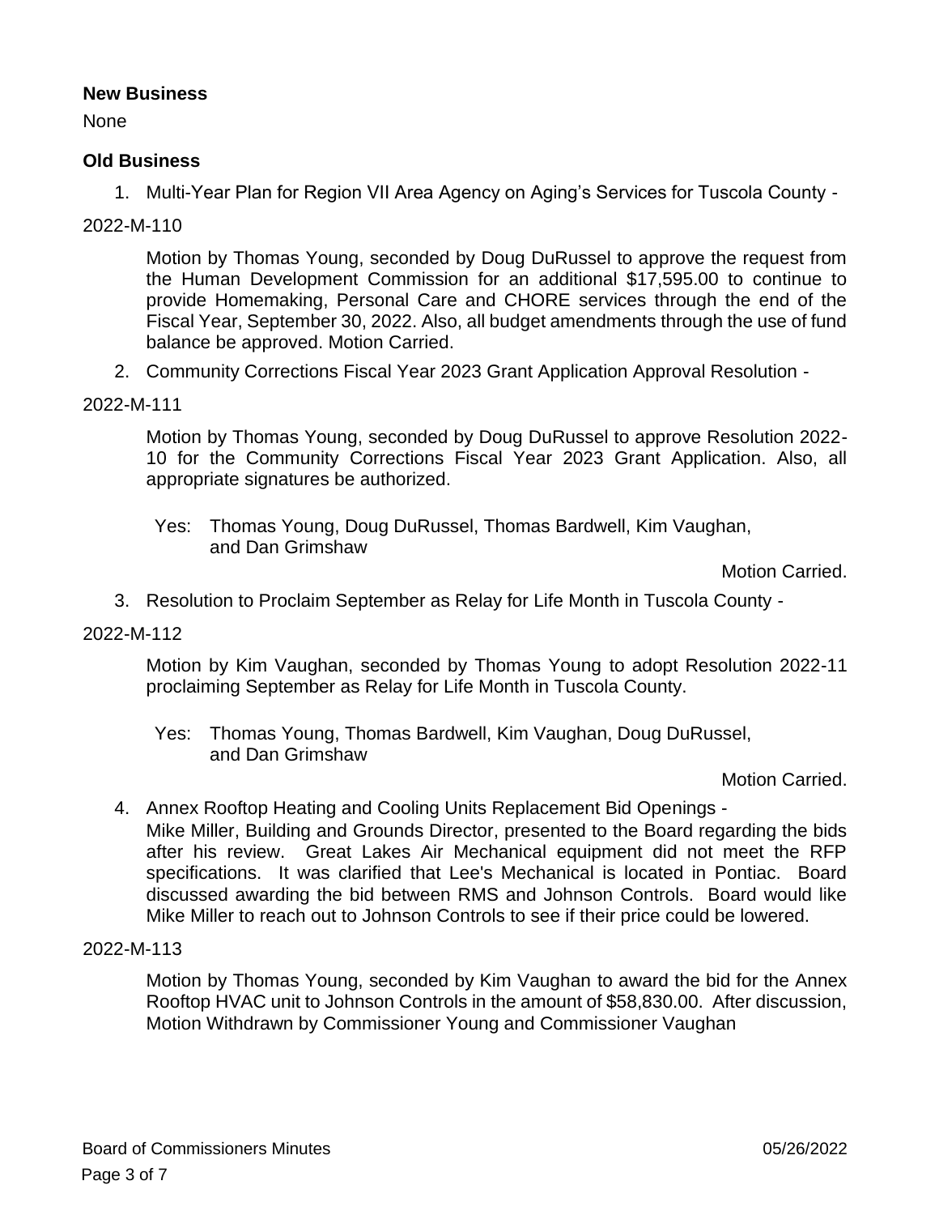**New Business**

None

**Old Business**

1. Multi-Year Plan for Region VII Area Agency on Aging's Services for Tuscola County -

2022-M-110

Motion by Thomas Young, seconded by Doug DuRussel to approve the request from the Human Development Commission for an additional $17,595.00 to continue to provide Homemaking, Personal Care and CHORE services through the end of the Fiscal Year, September 30, 2022. Also, all budget amendments through the use of fund balance be approved. Motion Carried.

2. Community Corrections Fiscal Year 2023 Grant Application Approval Resolution -

2022-M-111

Motion by Thomas Young, seconded by Doug DuRussel to approve Resolution 2022-10 for the Community Corrections Fiscal Year 2023 Grant Application. Also, all appropriate signatures be authorized.

Yes: Thomas Young, Doug DuRussel, Thomas Bardwell, Kim Vaughan, and Dan Grimshaw

Motion Carried.

3. Resolution to Proclaim September as Relay for Life Month in Tuscola County -

2022-M-112

Motion by Kim Vaughan, seconded by Thomas Young to adopt Resolution 2022-11 proclaiming September as Relay for Life Month in Tuscola County.

Yes: Thomas Young, Thomas Bardwell, Kim Vaughan, Doug DuRussel, and Dan Grimshaw

Motion Carried.

4. Annex Rooftop Heating and Cooling Units Replacement Bid Openings -
Mike Miller, Building and Grounds Director, presented to the Board regarding the bids after his review. Great Lakes Air Mechanical equipment did not meet the RFP specifications. It was clarified that Lee's Mechanical is located in Pontiac. Board discussed awarding the bid between RMS and Johnson Controls. Board would like Mike Miller to reach out to Johnson Controls to see if their price could be lowered.

2022-M-113

Motion by Thomas Young, seconded by Kim Vaughan to award the bid for the Annex Rooftop HVAC unit to Johnson Controls in the amount of $58,830.00. After discussion, Motion Withdrawn by Commissioner Young and Commissioner Vaughan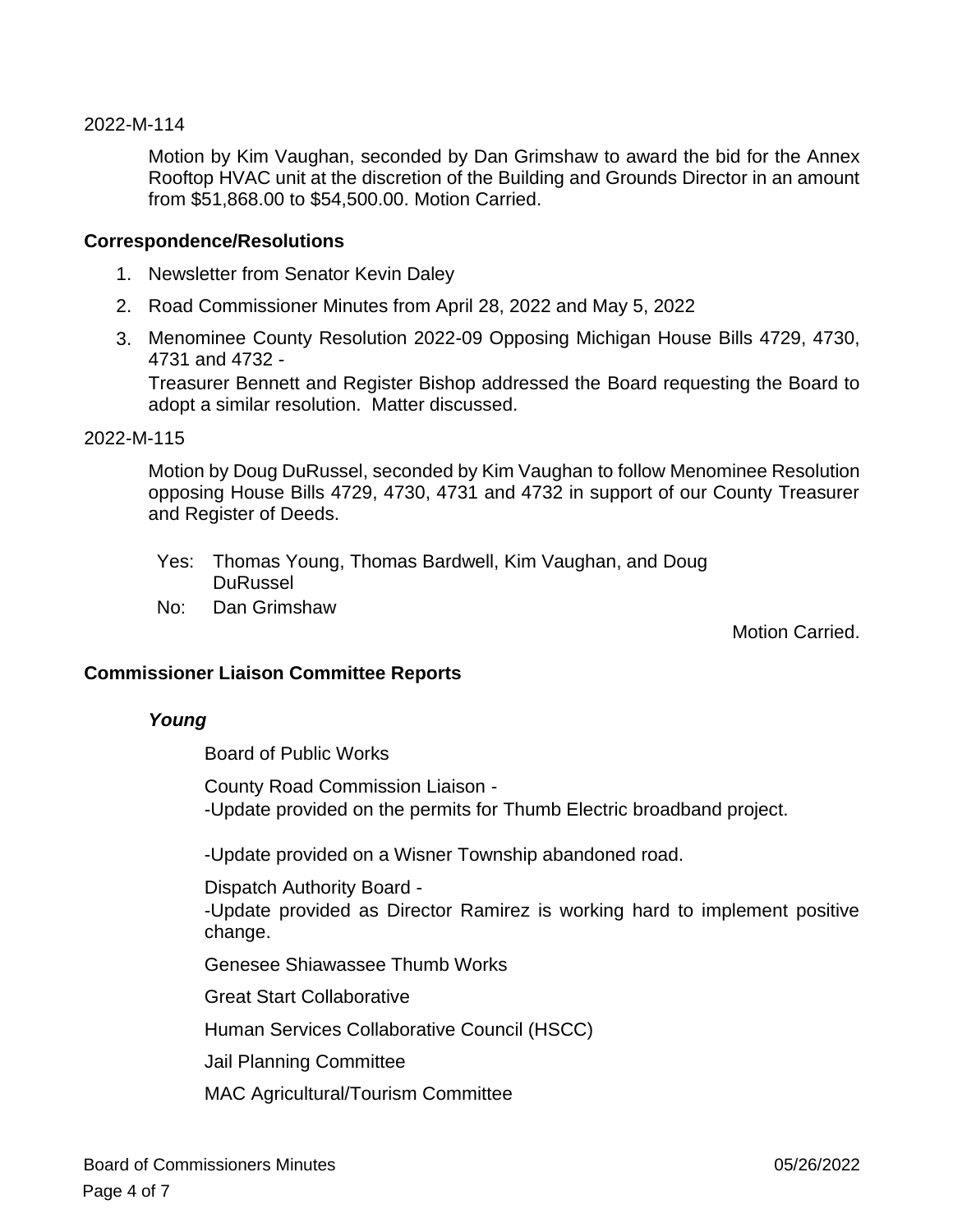2022-M-114

Motion by Kim Vaughan, seconded by Dan Grimshaw to award the bid for the Annex Rooftop HVAC unit at the discretion of the Building and Grounds Director in an amount from $51,868.00 to $54,500.00. Motion Carried.

**Correspondence/Resolutions**

1. Newsletter from Senator Kevin Daley
2. Road Commissioner Minutes from April 28, 2022 and May 5, 2022
3. Menominee County Resolution 2022-09 Opposing Michigan House Bills 4729, 4730, 4731 and 4732 -

   Treasurer Bennett and Register Bishop addressed the Board requesting the Board to adopt a similar resolution. Matter discussed.

2022-M-115

Motion by Doug DuRussel, seconded by Kim Vaughan to follow Menominee Resolution opposing House Bills 4729, 4730, 4731 and 4732 in support of our County Treasurer and Register of Deeds.

Yes: Thomas Young, Thomas Bardwell, Kim Vaughan, and Doug DuRussel

No: Dan Grimshaw

Motion Carried.

**Commissioner Liaison Committee Reports**

***Young***

Board of Public Works

County Road Commission Liaison -
-Update provided on the permits for Thumb Electric broadband project.

-Update provided on a Wisner Township abandoned road.

Dispatch Authority Board -
-Update provided as Director Ramirez is working hard to implement positive change.

Genesee Shiawassee Thumb Works

Great Start Collaborative

Human Services Collaborative Council (HSCC)

Jail Planning Committee

MAC Agricultural/Tourism Committee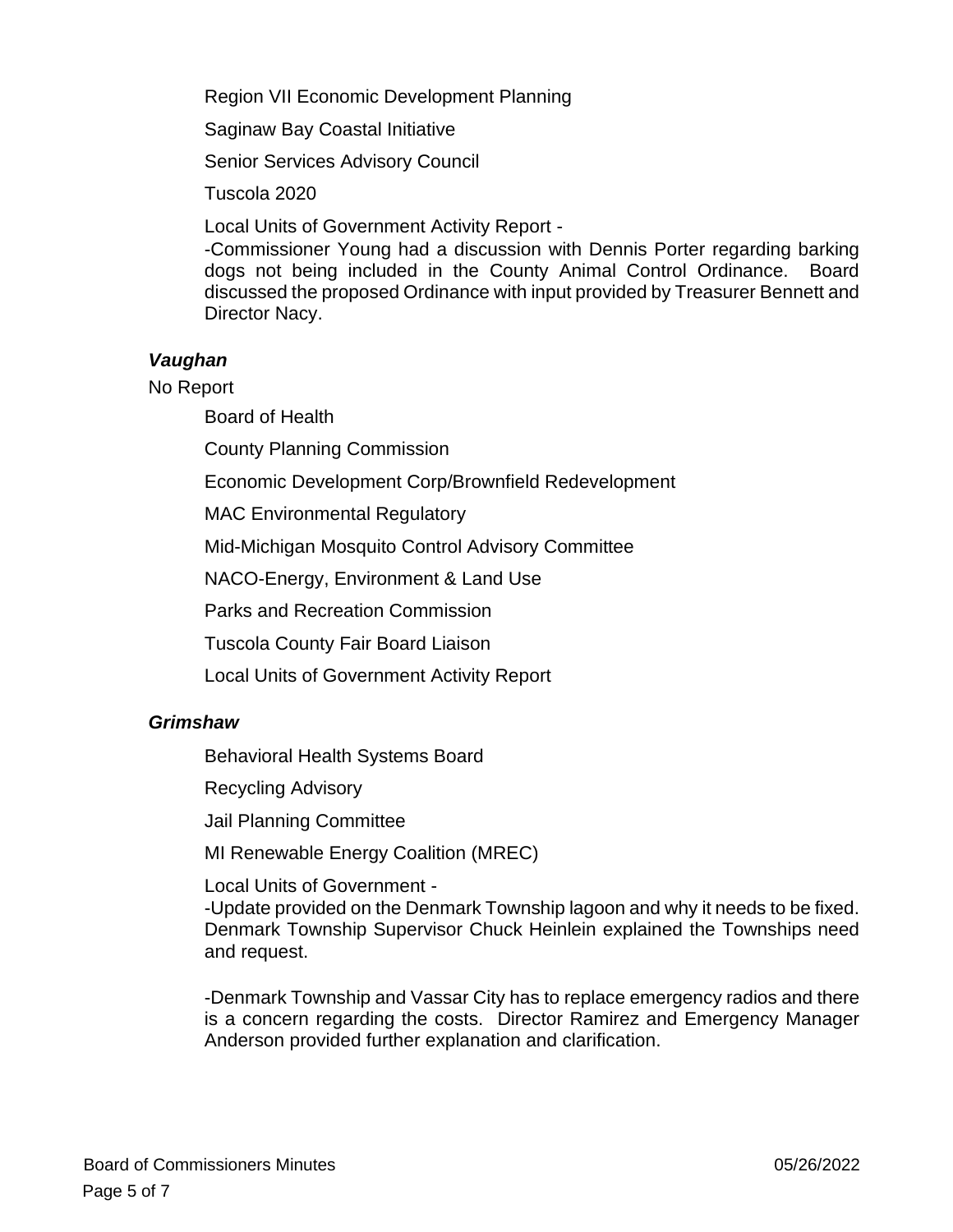Region VII Economic Development Planning

Saginaw Bay Coastal Initiative

Senior Services Advisory Council

Tuscola 2020

Local Units of Government Activity Report -
-Commissioner Young had a discussion with Dennis Porter regarding barking dogs not being included in the County Animal Control Ordinance. Board discussed the proposed Ordinance with input provided by Treasurer Bennett and Director Nacy.

***Vaughan***

No Report

Board of Health

County Planning Commission

Economic Development Corp/Brownfield Redevelopment

MAC Environmental Regulatory

Mid-Michigan Mosquito Control Advisory Committee

NACO-Energy, Environment & Land Use

Parks and Recreation Commission

Tuscola County Fair Board Liaison

Local Units of Government Activity Report

***Grimshaw***

Behavioral Health Systems Board

Recycling Advisory

Jail Planning Committee

MI Renewable Energy Coalition (MREC)

Local Units of Government -
-Update provided on the Denmark Township lagoon and why it needs to be fixed. Denmark Township Supervisor Chuck Heinlein explained the Townships need and request.

-Denmark Township and Vassar City has to replace emergency radios and there is a concern regarding the costs. Director Ramirez and Emergency Manager Anderson provided further explanation and clarification.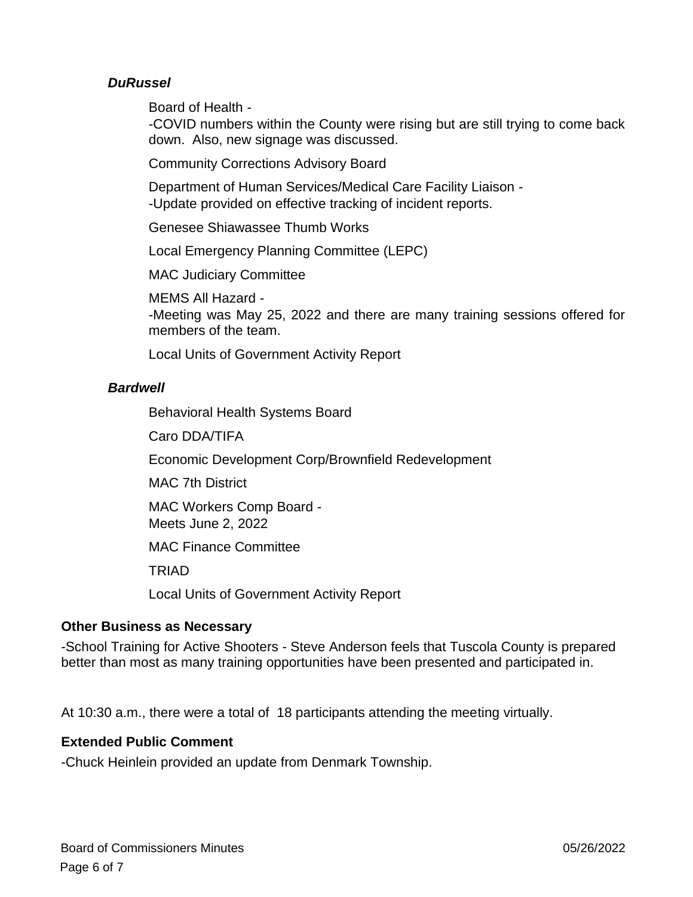***DuRussel***

Board of Health -
-COVID numbers within the County were rising but are still trying to come back down. Also, new signage was discussed.

Community Corrections Advisory Board

Department of Human Services/Medical Care Facility Liaison -
-Update provided on effective tracking of incident reports.

Genesee Shiawassee Thumb Works

Local Emergency Planning Committee (LEPC)

MAC Judiciary Committee

MEMS All Hazard -
-Meeting was May 25, 2022 and there are many training sessions offered for members of the team.

Local Units of Government Activity Report

***Bardwell***

Behavioral Health Systems Board

Caro DDA/TIFA

Economic Development Corp/Brownfield Redevelopment

MAC 7th District

MAC Workers Comp Board -
Meets June 2, 2022

MAC Finance Committee

TRIAD

Local Units of Government Activity Report

**Other Business as Necessary**

-School Training for Active Shooters - Steve Anderson feels that Tuscola County is prepared better than most as many training opportunities have been presented and participated in.

At 10:30 a.m., there were a total of 18 participants attending the meeting virtually.

**Extended Public Comment**

-Chuck Heinlein provided an update from Denmark Township.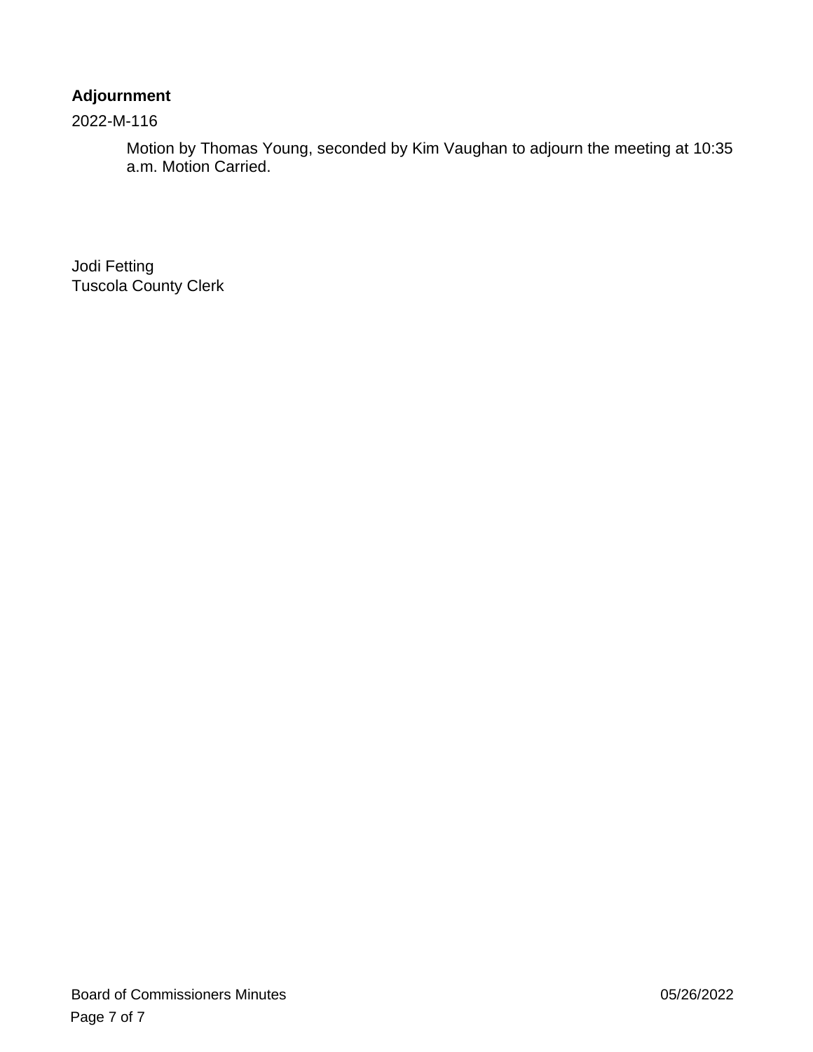**Adjournment**

2022-M-116

Motion by Thomas Young, seconded by Kim Vaughan to adjourn the meeting at 10:35 a.m. Motion Carried.

Jodi Fetting
Tuscola County Clerk